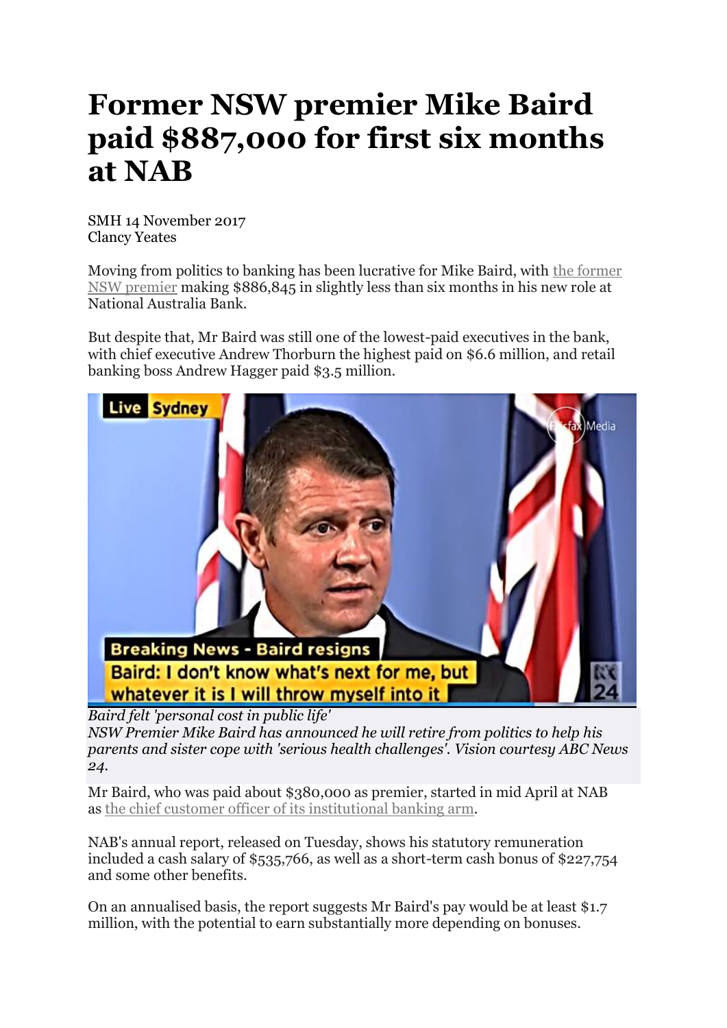# Former NSW premier Mike Baird paid $887,000 for first six months at NAB

SMH 14 November 2017
Clancy Yeates

Moving from politics to banking has been lucrative for Mike Baird, with the former NSW premier making $886,845 in slightly less than six months in his new role at National Australia Bank.

But despite that, Mr Baird was still one of the lowest-paid executives in the bank, with chief executive Andrew Thorburn the highest paid on $6.6 million, and retail banking boss Andrew Hagger paid $3.5 million.

*Baird felt 'personal cost in public life'*
*NSW Premier Mike Baird has announced he will retire from politics to help his parents and sister cope with 'serious health challenges'. Vision courtesy ABC News 24.*

Mr Baird, who was paid about $380,000 as premier, started in mid April at NAB as the chief customer officer of its institutional banking arm.

NAB's annual report, released on Tuesday, shows his statutory remuneration included a cash salary of $535,766, as well as a short-term cash bonus of $227,754 and some other benefits.

On an annualised basis, the report suggests Mr Baird's pay would be at least $1.7 million, with the potential to earn substantially more depending on bonuses.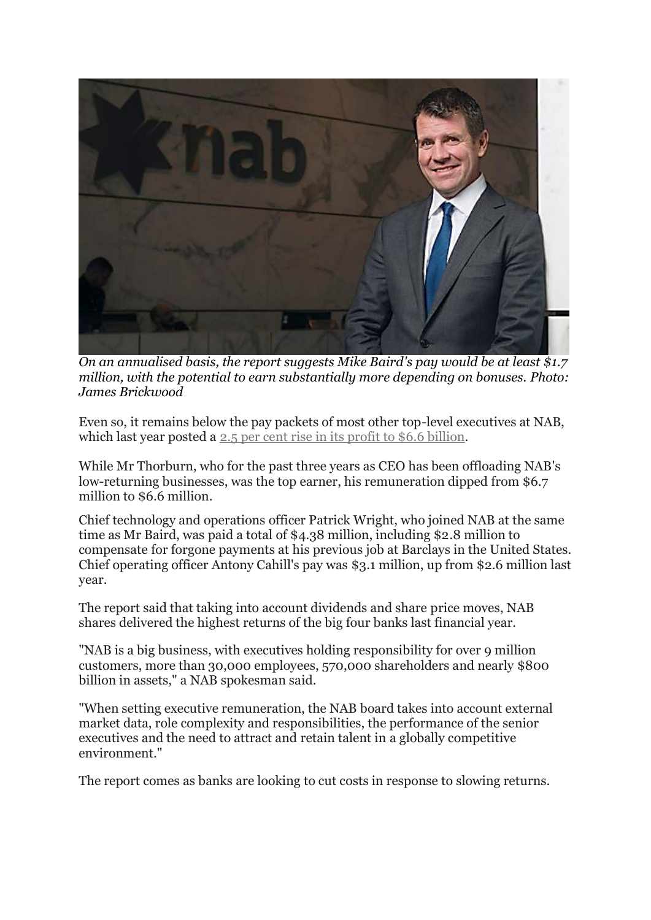*On an annualised basis, the report suggests Mike Baird's pay would be at least $1.7 million, with the potential to earn substantially more depending on bonuses. Photo: James Brickwood*

Even so, it remains below the pay packets of most other top-level executives at NAB, which last year posted a 2.5 per cent rise in its profit to $6.6 billion.

While Mr Thorburn, who for the past three years as CEO has been offloading NAB's low-returning businesses, was the top earner, his remuneration dipped from $6.7 million to $6.6 million.

Chief technology and operations officer Patrick Wright, who joined NAB at the same time as Mr Baird, was paid a total of $4.38 million, including $2.8 million to compensate for forgone payments at his previous job at Barclays in the United States. Chief operating officer Antony Cahill's pay was $3.1 million, up from $2.6 million last year.

The report said that taking into account dividends and share price moves, NAB shares delivered the highest returns of the big four banks last financial year.

"NAB is a big business, with executives holding responsibility for over 9 million customers, more than 30,000 employees, 570,000 shareholders and nearly $800 billion in assets," a NAB spokesman said.

"When setting executive remuneration, the NAB board takes into account external market data, role complexity and responsibilities, the performance of the senior executives and the need to attract and retain talent in a globally competitive environment."

The report comes as banks are looking to cut costs in response to slowing returns.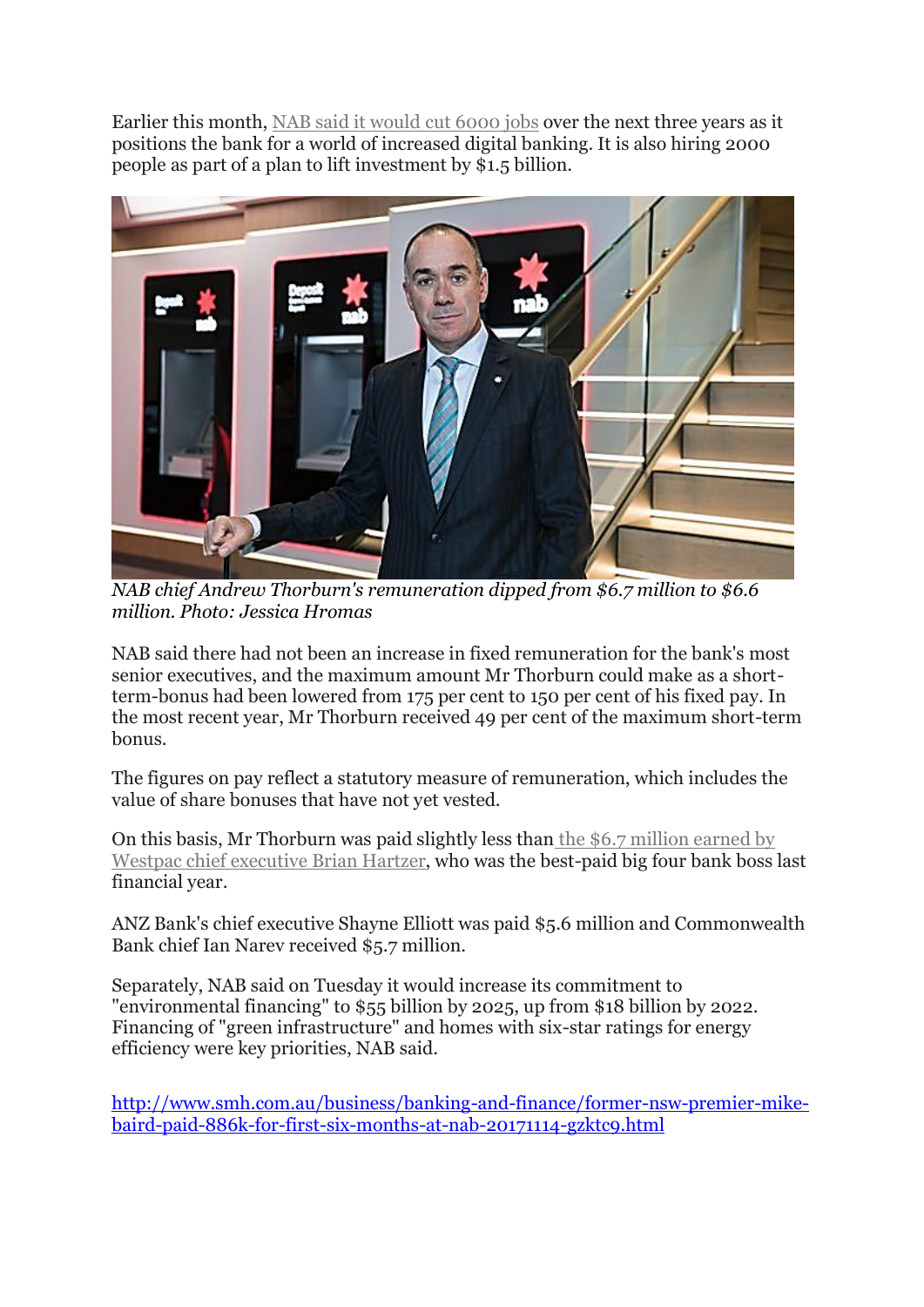Earlier this month, [NAB said it would cut 6000 jobs](#) over the next three years as it positions the bank for a world of increased digital banking. It is also hiring 2000 people as part of a plan to lift investment by $1.5 billion.

*NAB chief Andrew Thorburn's remuneration dipped from $6.7 million to $6.6 million. Photo: Jessica Hromas*

NAB said there had not been an increase in fixed remuneration for the bank's most senior executives, and the maximum amount Mr Thorburn could make as a short-term-bonus had been lowered from 175 per cent to 150 per cent of his fixed pay. In the most recent year, Mr Thorburn received 49 per cent of the maximum short-term bonus.

The figures on pay reflect a statutory measure of remuneration, which includes the value of share bonuses that have not yet vested.

On this basis, Mr Thorburn was paid slightly less than [the $6.7 million earned by Westpac chief executive Brian Hartzer](#), who was the best-paid big four bank boss last financial year.

ANZ Bank's chief executive Shayne Elliott was paid $5.6 million and Commonwealth Bank chief Ian Narev received $5.7 million.

Separately, NAB said on Tuesday it would increase its commitment to "environmental financing" to $55 billion by 2025, up from $18 billion by 2022. Financing of "green infrastructure" and homes with six-star ratings for energy efficiency were key priorities, NAB said.

http://www.smh.com.au/business/banking-and-finance/former-nsw-premier-mike-baird-paid-886k-for-first-six-months-at-nab-20171114-gzktc9.html